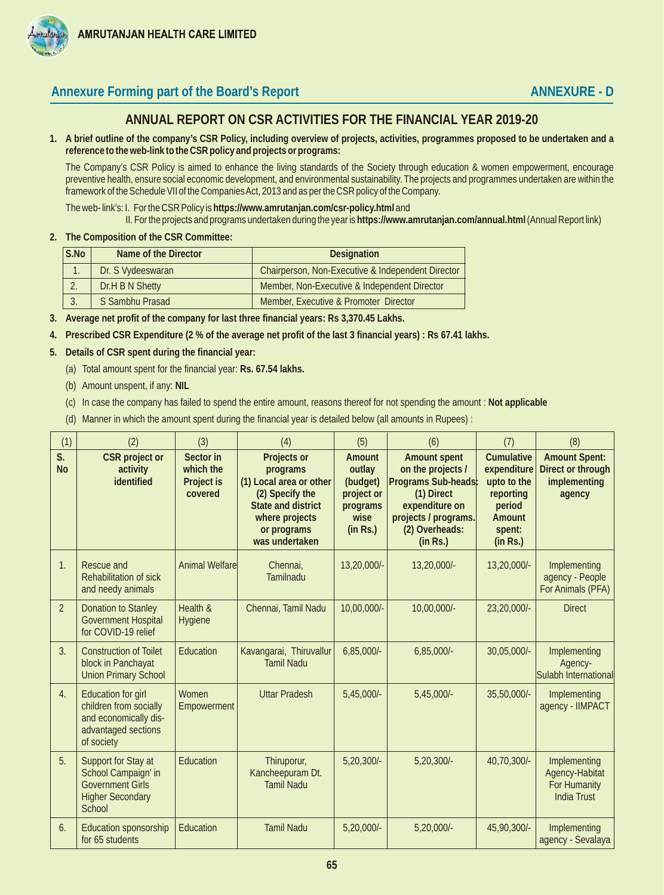## Annexure Forming part of the Board's Report

## ANNEXURE - D

# ANNUAL REPORT ON CSR ACTIVITIES FOR THE FINANCIAL YEAR 2019-20

**1. A brief outline of the company's CSR Policy, including overview of projects, activities, programmes proposed to be undertaken and a reference to the web-link to the CSR policy and projects or programs:**

The Company's CSR Policy is aimed to enhance the living standards of the Society through education & women empowerment, encourage preventive health, ensure social economic development, and environmental sustainability. The projects and programmes undertaken are within the framework of the Schedule VII of the Companies Act, 2013 and as per the CSR policy of the Company.

The web- link's: I. For the CSR Policy is **https://www.amrutanjan.com/csr-policy.html** and

II. For the projects and programs undertaken during the year is **https://www.amrutanjan.com/annual.html** (Annual Report link)

**2. The Composition of the CSR Committee:**

| S.No | Name of the Director | Designation |
|---|---|---|
| 1. | Dr. S Vydeeswaran | Chairperson, Non-Executive & Independent Director |
| 2. | Dr.H B N Shetty | Member, Non-Executive & Independent Director |
| 3. | S Sambhu Prasad | Member, Executive & Promoter Director |

**3. Average net profit of the company for last three financial years: Rs 3,370.45 Lakhs.**

**4. Prescribed CSR Expenditure (2 % of the average net profit of the last 3 financial years) : Rs 67.41 lakhs.**

**5. Details of CSR spent during the financial year:**

(a) Total amount spent for the financial year: **Rs. 67.54 lakhs.**

(b) Amount unspent, if any: **NIL**

(c) In case the company has failed to spend the entire amount, reasons thereof for not spending the amount : **Not applicable**

(d) Manner in which the amount spent during the financial year is detailed below (all amounts in Rupees) :

| (1) | (2) | (3) | (4) | (5) | (6) | (7) | (8) |
|---|---|---|---|---|---|---|---|
| **S. No** | **CSR project or activity identified** | **Sector in which the Project is covered** | **Projects or programs (1) Local area or other (2) Specify the State and district where projects or programs was undertaken** | **Amount outlay (budget) project or programs wise (in Rs.)** | **Amount spent on the projects / Programs Sub-heads: (1) Direct expenditure on projects / programs. (2) Overheads: (in Rs.)** | **Cumulative expenditure upto to the reporting period Amount spent: (in Rs.)** | **Amount Spent: Direct or through implementing agency** |
| 1. | Rescue and Rehabilitation of sick and needy animals | Animal Welfare | Chennai, Tamilnadu | 13,20,000/- | 13,20,000/- | 13,20,000/- | Implementing agency - People For Animals (PFA) |
| 2 | Donation to Stanley Government Hospital for COVID-19 relief | Health & Hygiene | Chennai, Tamil Nadu | 10,00,000/- | 10,00,000/- | 23,20,000/- | Direct |
| 3. | Construction of Toilet block in Panchayat Union Primary School | Education | Kavangarai, Thiruvallur Tamil Nadu | 6,85,000/- | 6,85,000/- | 30,05,000/- | Implementing Agency- Sulabh International |
| 4. | Education for girl children from socially and economically dis-advantaged sections of society | Women Empowerment | Uttar Pradesh | 5,45,000/- | 5,45,000/- | 35,50,000/- | Implementing agency - IIMPACT |
| 5. | Support for Stay at School Campaign' in Government Girls Higher Secondary School | Education | Thiruporur, Kancheepuram Dt. Tamil Nadu | 5,20,300/- | 5,20,300/- | 40,70,300/- | Implementing Agency-Habitat For Humanity India Trust |
| 6. | Education sponsorship for 65 students | Education | Tamil Nadu | 5,20,000/- | 5,20,000/- | 45,90,300/- | Implementing agency - Sevalaya |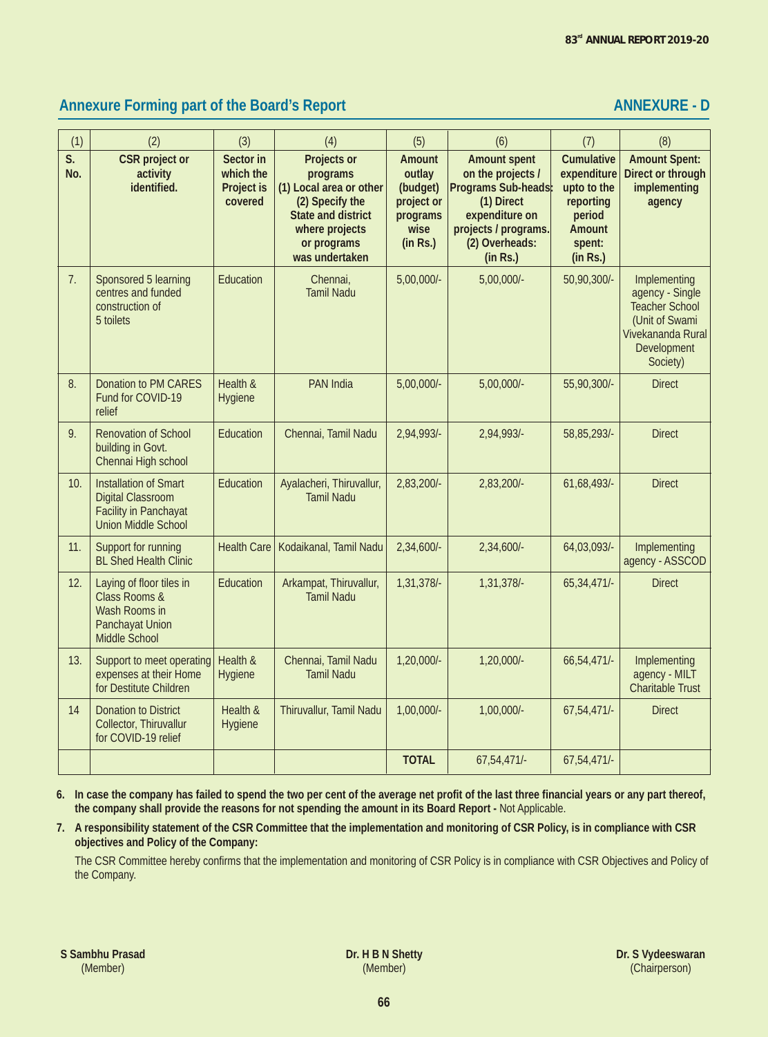## Annexure Forming part of the Board's Report

## ANNEXURE - D

| (1) | (2) | (3) | (4) | (5) | (6) | (7) | (8) |
|---|---|---|---|---|---|---|---|
| **S. No.** | **CSR project or activity identified.** | **Sector in which the Project is covered** | **Projects or programs (1) Local area or other (2) Specify the State and district where projects or programs was undertaken** | **Amount outlay (budget) project or programs wise (in Rs.)** | **Amount spent on the projects / Programs Sub-heads: (1) Direct expenditure on projects / programs. (2) Overheads: (in Rs.)** | **Cumulative expenditure upto to the reporting period Amount spent: (in Rs.)** | **Amount Spent: Direct or through implementing agency** |
| 7. | Sponsored 5 learning centres and funded construction of 5 toilets | Education | Chennai, Tamil Nadu | 5,00,000/- | 5,00,000/- | 50,90,300/- | Implementing agency - Single Teacher School (Unit of Swami Vivekananda Rural Development Society) |
| 8. | Donation to PM CARES Fund for COVID-19 relief | Health & Hygiene | PAN India | 5,00,000/- | 5,00,000/- | 55,90,300/- | Direct |
| 9. | Renovation of School building in Govt. Chennai High school | Education | Chennai, Tamil Nadu | 2,94,993/- | 2,94,993/- | 58,85,293/- | Direct |
| 10. | Installation of Smart Digital Classroom Facility in Panchayat Union Middle School | Education | Ayalacheri, Thiruvallur, Tamil Nadu | 2,83,200/- | 2,83,200/- | 61,68,493/- | Direct |
| 11. | Support for running BL Shed Health Clinic | Health Care | Kodaikanal, Tamil Nadu | 2,34,600/- | 2,34,600/- | 64,03,093/- | Implementing agency - ASSCOD |
| 12. | Laying of floor tiles in Class Rooms & Wash Rooms in Panchayat Union Middle School | Education | Arkampat, Thiruvallur, Tamil Nadu | 1,31,378/- | 1,31,378/- | 65,34,471/- | Direct |
| 13. | Support to meet operating expenses at their Home for Destitute Children | Health & Hygiene | Chennai, Tamil Nadu Tamil Nadu | 1,20,000/- | 1,20,000/- | 66,54,471/- | Implementing agency - MILT Charitable Trust |
| 14 | Donation to District Collector, Thiruvallur for COVID-19 relief | Health & Hygiene | Thiruvallur, Tamil Nadu | 1,00,000/- | 1,00,000/- | 67,54,471/- | Direct |
| | | | | **TOTAL** | 67,54,471/- | 67,54,471/- | |

6. **In case the company has failed to spend the two per cent of the average net profit of the last three financial years or any part thereof, the company shall provide the reasons for not spending the amount in its Board Report -** Not Applicable.

7. **A responsibility statement of the CSR Committee that the implementation and monitoring of CSR Policy, is in compliance with CSR objectives and Policy of the Company:**

   The CSR Committee hereby confirms that the implementation and monitoring of CSR Policy is in compliance with CSR Objectives and Policy of the Company.

**S Sambhu Prasad**
(Member)

**Dr. H B N Shetty**
(Member)

**Dr. S Vydeeswaran**
(Chairperson)